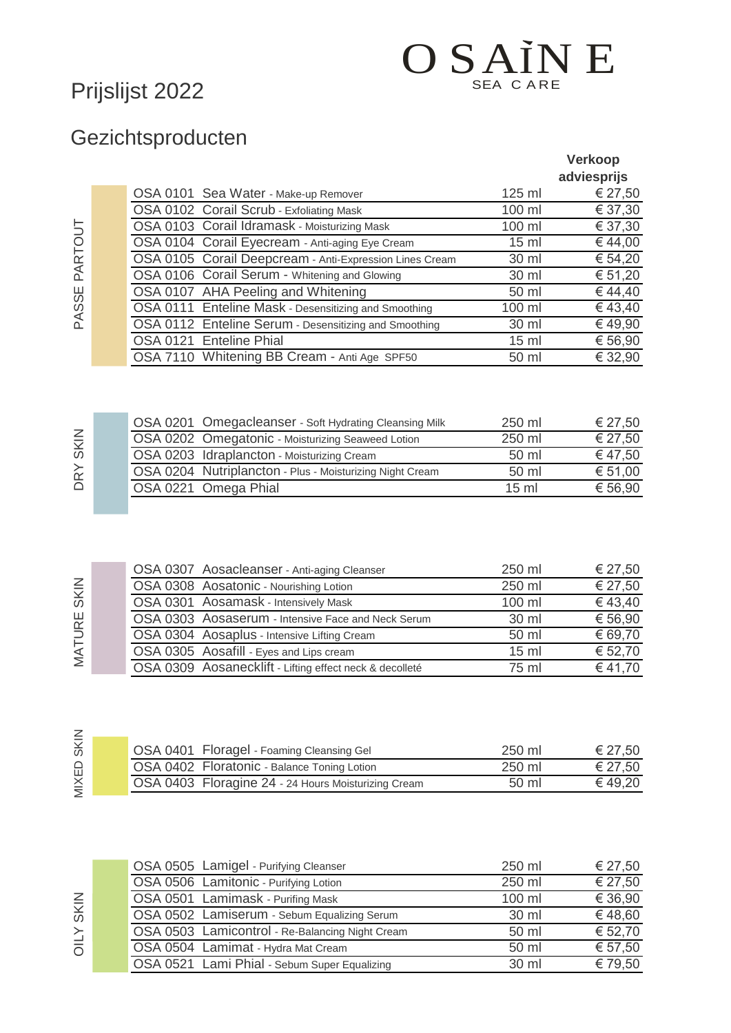# Prijslijst 2022

O SAÏN E
SEA CARE

## Gezichtsproducten

| | Product | Inhoud | Verkoop adviesprijs |
|---|---|---|---|
| PASSE PARTOUT | OSA 0101 Sea Water - Make-up Remover | 125 ml | € 27,50 |
| | OSA 0102 Corail Scrub - Exfoliating Mask | 100 ml | € 37,30 |
| | OSA 0103 Corail Idramask - Moisturizing Mask | 100 ml | € 37,30 |
| | OSA 0104 Corail Eyecream - Anti-aging Eye Cream | 15 ml | € 44,00 |
| | OSA 0105 Corail Deepcream - Anti-Expression Lines Cream | 30 ml | € 54,20 |
| | OSA 0106 Corail Serum - Whitening and Glowing | 30 ml | € 51,20 |
| | OSA 0107 AHA Peeling and Whitening | 50 ml | € 44,40 |
| | OSA 0111 Enteline Mask - Desensitizing and Smoothing | 100 ml | € 43,40 |
| | OSA 0112 Enteline Serum - Desensitizing and Smoothing | 30 ml | € 49,90 |
| | OSA 0121 Enteline Phial | 15 ml | € 56,90 |
| | OSA 7110 Whitening BB Cream - Anti Age SPF50 | 50 ml | € 32,90 |
| DRY SKIN | OSA 0201 Omegacleanser - Soft Hydrating Cleansing Milk | 250 ml | € 27,50 |
| | OSA 0202 Omegatonic - Moisturizing Seaweed Lotion | 250 ml | € 27,50 |
| | OSA 0203 Idraplancton - Moisturizing Cream | 50 ml | € 47,50 |
| | OSA 0204 Nutriplancton - Plus - Moisturizing Night Cream | 50 ml | € 51,00 |
| | OSA 0221 Omega Phial | 15 ml | € 56,90 |
| MATURE SKIN | OSA 0307 Aosacleanser - Anti-aging Cleanser | 250 ml | € 27,50 |
| | OSA 0308 Aosatonic - Nourishing Lotion | 250 ml | € 27,50 |
| | OSA 0301 Aosamask - Intensively Mask | 100 ml | € 43,40 |
| | OSA 0303 Aosaserum - Intensive Face and Neck Serum | 30 ml | € 56,90 |
| | OSA 0304 Aosaplus - Intensive Lifting Cream | 50 ml | € 69,70 |
| | OSA 0305 Aosafill - Eyes and Lips cream | 15 ml | € 52,70 |
| | OSA 0309 Aosanecklift - Lifting effect neck & decolleté | 75 ml | € 41,70 |
| MIXED SKIN | OSA 0401 Floragel - Foaming Cleansing Gel | 250 ml | € 27,50 |
| | OSA 0402 Floratonic - Balance Toning Lotion | 250 ml | € 27,50 |
| | OSA 0403 Floragine 24 - 24 Hours Moisturizing Cream | 50 ml | € 49,20 |
| OILY SKIN | OSA 0505 Lamigel - Purifying Cleanser | 250 ml | € 27,50 |
| | OSA 0506 Lamitonic - Purifying Lotion | 250 ml | € 27,50 |
| | OSA 0501 Lamimask - Purifing Mask | 100 ml | € 36,90 |
| | OSA 0502 Lamiserum - Sebum Equalizing Serum | 30 ml | € 48,60 |
| | OSA 0503 Lamicontrol - Re-Balancing Night Cream | 50 ml | € 52,70 |
| | OSA 0504 Lamimat - Hydra Mat Cream | 50 ml | € 57,50 |
| | OSA 0521 Lami Phial - Sebum Super Equalizing | 30 ml | € 79,50 |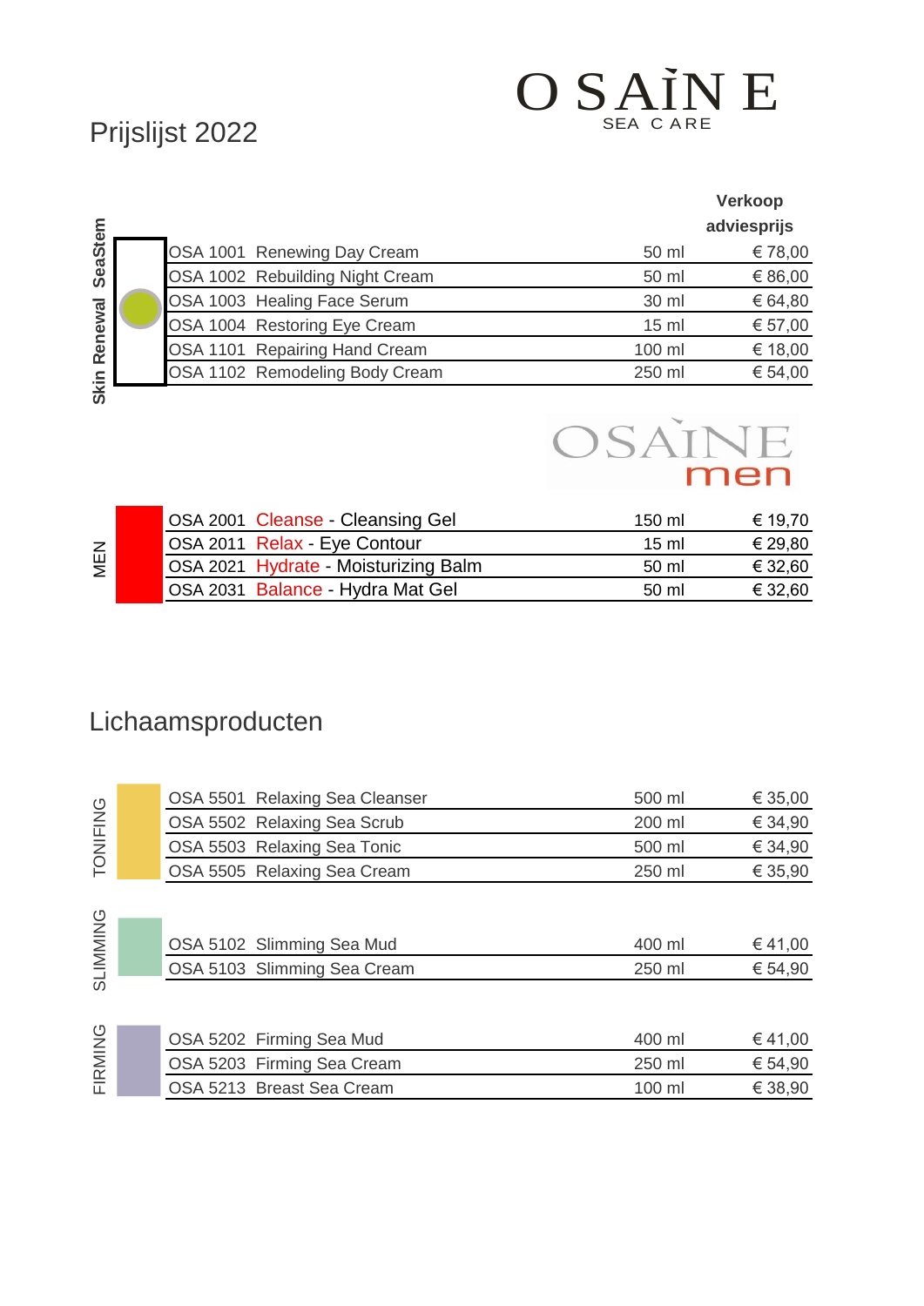# Prijslijst 2022

OSAINE
SEA CARE

| | | | Verkoop adviesprijs |
|---|---|---|---|
| **Skin Renewal SeaStem** | | | |
| OSA 1001 | Renewing Day Cream | 50 ml | € 78,00 |
| OSA 1002 | Rebuilding Night Cream | 50 ml | € 86,00 |
| OSA 1003 | Healing Face Serum | 30 ml | € 64,80 |
| OSA 1004 | Restoring Eye Cream | 15 ml | € 57,00 |
| OSA 1101 | Repairing Hand Cream | 100 ml | € 18,00 |
| OSA 1102 | Remodeling Body Cream | 250 ml | € 54,00 |

OSAINE men

| | | | |
|---|---|---|---|
| **MEN** | | | |
| OSA 2001 | Cleanse - Cleansing Gel | 150 ml | € 19,70 |
| OSA 2011 | Relax - Eye Contour | 15 ml | € 29,80 |
| OSA 2021 | Hydrate - Moisturizing Balm | 50 ml | € 32,60 |
| OSA 2031 | Balance - Hydra Mat Gel | 50 ml | € 32,60 |

## Lichaamsproducten

| | | | |
|---|---|---|---|
| **TONIFING** | | | |
| OSA 5501 | Relaxing Sea Cleanser | 500 ml | € 35,00 |
| OSA 5502 | Relaxing Sea Scrub | 200 ml | € 34,90 |
| OSA 5503 | Relaxing Sea Tonic | 500 ml | € 34,90 |
| OSA 5505 | Relaxing Sea Cream | 250 ml | € 35,90 |
| **SLIMMING** | | | |
| OSA 5102 | Slimming Sea Mud | 400 ml | € 41,00 |
| OSA 5103 | Slimming Sea Cream | 250 ml | € 54,90 |
| **FIRMING** | | | |
| OSA 5202 | Firming Sea Mud | 400 ml | € 41,00 |
| OSA 5203 | Firming Sea Cream | 250 ml | € 54,90 |
| OSA 5213 | Breast Sea Cream | 100 ml | € 38,90 |